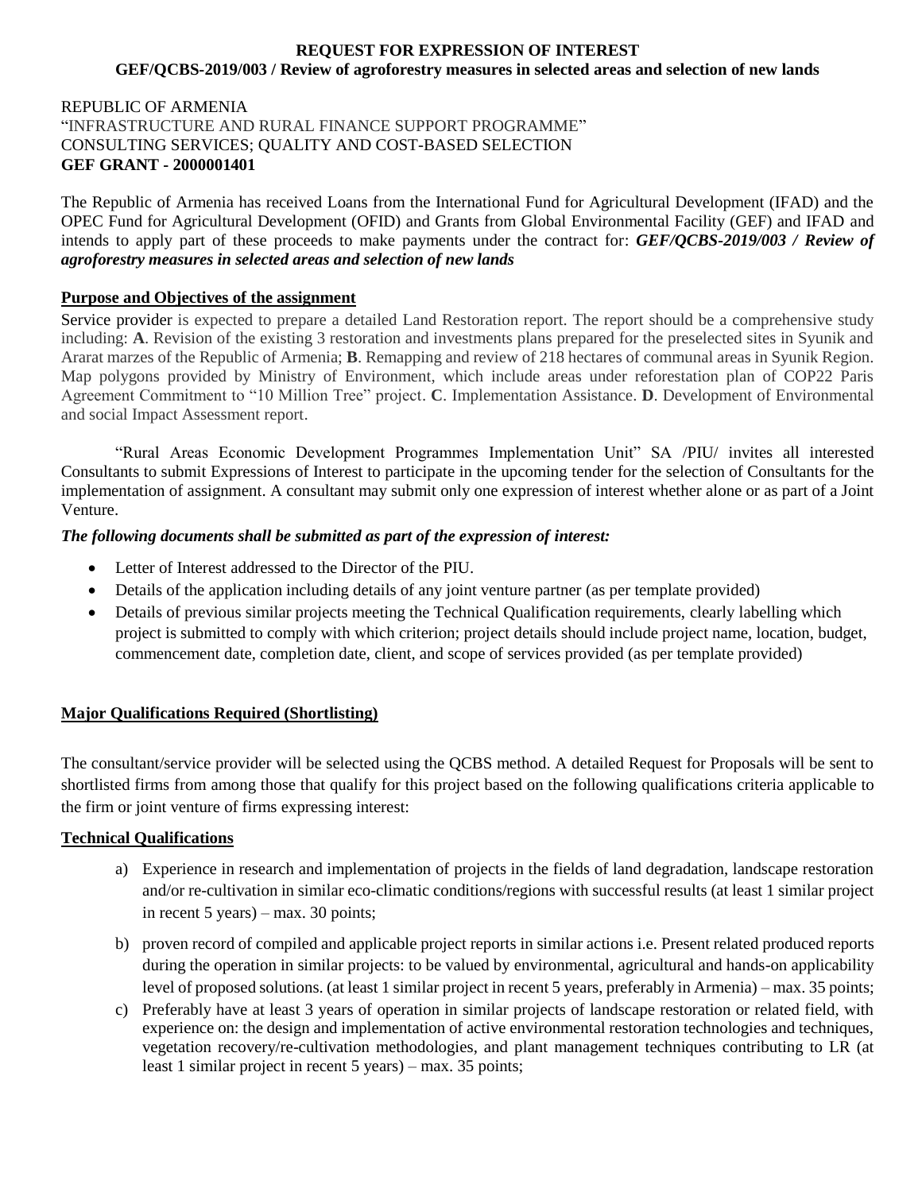**REQUEST FOR EXPRESSION OF INTEREST**

**GEF/QCBS-2019/003 / Review of agroforestry measures in selected areas and selection of new lands**

REPUBLIC OF ARMENIA
"INFRASTRUCTURE AND RURAL FINANCE SUPPORT PROGRAMME"
CONSULTING SERVICES; QUALITY AND COST-BASED SELECTION
**GEF GRANT - 2000001401**

The Republic of Armenia has received Loans from the International Fund for Agricultural Development (IFAD) and the OPEC Fund for Agricultural Development (OFID) and Grants from Global Environmental Facility (GEF) and IFAD and intends to apply part of these proceeds to make payments under the contract for: ***GEF/QCBS-2019/003 / Review of agroforestry measures in selected areas and selection of new lands***

**Purpose and Objectives of the assignment**

Service provider is expected to prepare a detailed Land Restoration report. The report should be a comprehensive study including: **A**. Revision of the existing 3 restoration and investments plans prepared for the preselected sites in Syunik and Ararat marzes of the Republic of Armenia; **B**. Remapping and review of 218 hectares of communal areas in Syunik Region. Map polygons provided by Ministry of Environment, which include areas under reforestation plan of COP22 Paris Agreement Commitment to "10 Million Tree" project. **C**. Implementation Assistance. **D**. Development of Environmental and social Impact Assessment report.

"Rural Areas Economic Development Programmes Implementation Unit" SA /PIU/ invites all interested Consultants to submit Expressions of Interest to participate in the upcoming tender for the selection of Consultants for the implementation of assignment. A consultant may submit only one expression of interest whether alone or as part of a Joint Venture.

***The following documents shall be submitted as part of the expression of interest:***

- Letter of Interest addressed to the Director of the PIU.
- Details of the application including details of any joint venture partner (as per template provided)
- Details of previous similar projects meeting the Technical Qualification requirements, clearly labelling which project is submitted to comply with which criterion; project details should include project name, location, budget, commencement date, completion date, client, and scope of services provided (as per template provided)

**Major Qualifications Required (Shortlisting)**

The consultant/service provider will be selected using the QCBS method. A detailed Request for Proposals will be sent to shortlisted firms from among those that qualify for this project based on the following qualifications criteria applicable to the firm or joint venture of firms expressing interest:

**Technical Qualifications**

a) Experience in research and implementation of projects in the fields of land degradation, landscape restoration and/or re-cultivation in similar eco-climatic conditions/regions with successful results (at least 1 similar project in recent 5 years) – max. 30 points;

b) proven record of compiled and applicable project reports in similar actions i.e. Present related produced reports during the operation in similar projects: to be valued by environmental, agricultural and hands-on applicability level of proposed solutions. (at least 1 similar project in recent 5 years, preferably in Armenia) – max. 35 points;

c) Preferably have at least 3 years of operation in similar projects of landscape restoration or related field, with experience on: the design and implementation of active environmental restoration technologies and techniques, vegetation recovery/re-cultivation methodologies, and plant management techniques contributing to LR (at least 1 similar project in recent 5 years) – max. 35 points;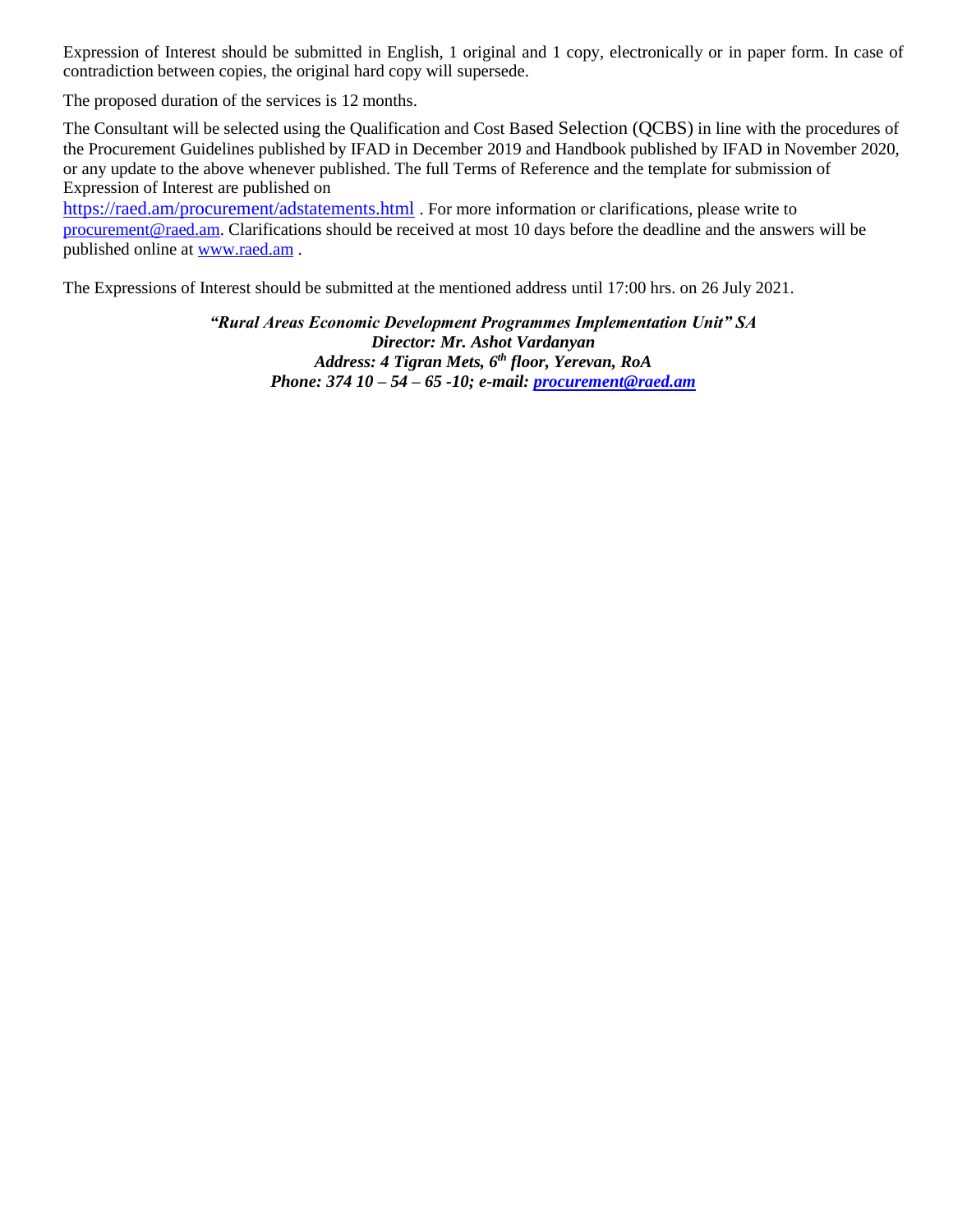Expression of Interest should be submitted in English, 1 original and 1 copy, electronically or in paper form. In case of contradiction between copies, the original hard copy will supersede.

The proposed duration of the services is 12 months.

The Consultant will be selected using the Qualification and Cost Based Selection (QCBS) in line with the procedures of the Procurement Guidelines published by IFAD in December 2019 and Handbook published by IFAD in November 2020, or any update to the above whenever published. The full Terms of Reference and the template for submission of Expression of Interest are published on https://raed.am/procurement/adstatements.html . For more information or clarifications, please write to procurement@raed.am. Clarifications should be received at most 10 days before the deadline and the answers will be published online at www.raed.am .

The Expressions of Interest should be submitted at the mentioned address until 17:00 hrs. on 26 July 2021.

***"Rural Areas Economic Development Programmes Implementation Unit" SA***
***Director: Mr. Ashot Vardanyan***
***Address: 4 Tigran Mets, 6th floor, Yerevan, RoA***
***Phone: 374 10 – 54 – 65 -10; e-mail: procurement@raed.am***